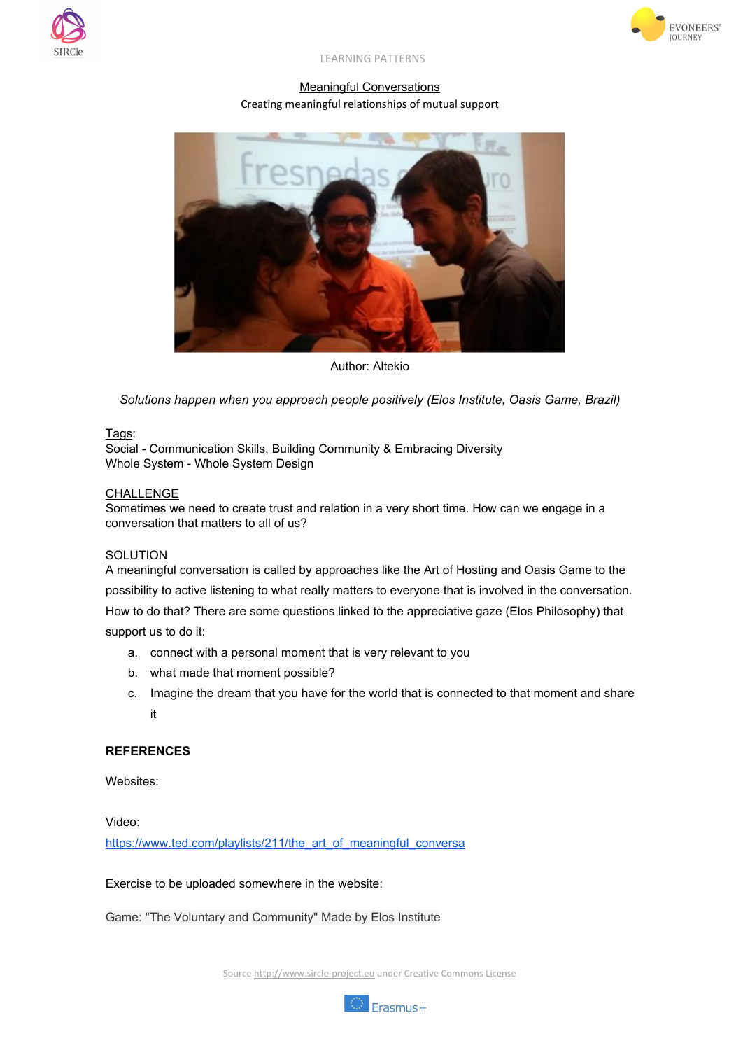LEARNING PATTERNS

## Meaningful Conversations

Creating meaningful relationships of mutual support

Author: Altekio

*Solutions happen when you approach people positively (Elos Institute, Oasis Game, Brazil)*

Tags:
Social - Communication Skills, Building Community & Embracing Diversity
Whole System - Whole System Design

### CHALLENGE

Sometimes we need to create trust and relation in a very short time. How can we engage in a conversation that matters to all of us?

### SOLUTION

A meaningful conversation is called by approaches like the Art of Hosting and Oasis Game to the possibility to active listening to what really matters to everyone that is involved in the conversation. How to do that? There are some questions linked to the appreciative gaze (Elos Philosophy) that support us to do it:

a. connect with a personal moment that is very relevant to you
b. what made that moment possible?
c. Imagine the dream that you have for the world that is connected to that moment and share it

### REFERENCES

Websites:

Video:
https://www.ted.com/playlists/211/the_art_of_meaningful_conversa

Exercise to be uploaded somewhere in the website:

Game: "The Voluntary and Community" Made by Elos Institute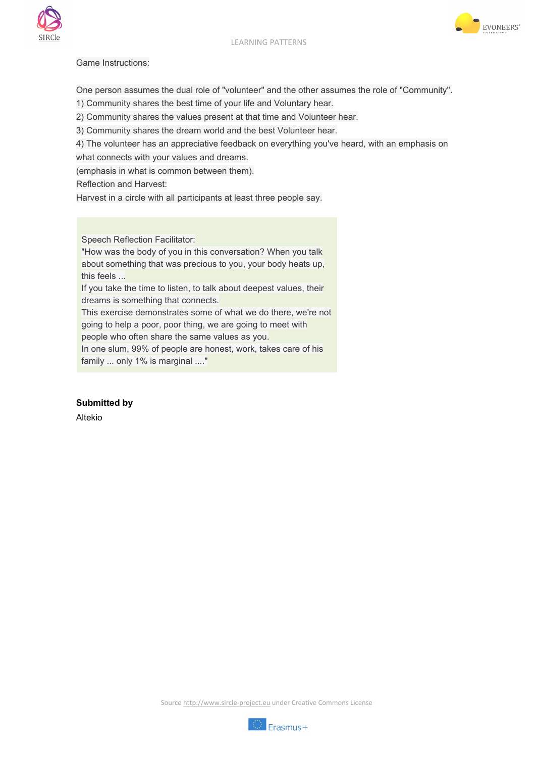Game Instructions:

One person assumes the dual role of "volunteer" and the other assumes the role of "Community".
1) Community shares the best time of your life and Voluntary hear.
2) Community shares the values present at that time and Volunteer hear.
3) Community shares the dream world and the best Volunteer hear.
4) The volunteer has an appreciative feedback on everything you've heard, with an emphasis on what connects with your values and dreams.
(emphasis in what is common between them).
Reflection and Harvest:
Harvest in a circle with all participants at least three people say.

> Speech Reflection Facilitator:
> "How was the body of you in this conversation? When you talk about something that was precious to you, your body heats up, this feels ...
> If you take the time to listen, to talk about deepest values, their dreams is something that connects.
> This exercise demonstrates some of what we do there, we're not going to help a poor, poor thing, we are going to meet with people who often share the same values as you.
> In one slum, 99% of people are honest, work, takes care of his family ... only 1% is marginal ...."

**Submitted by**

Altekio

Source http://www.sircle-project.eu under Creative Commons License